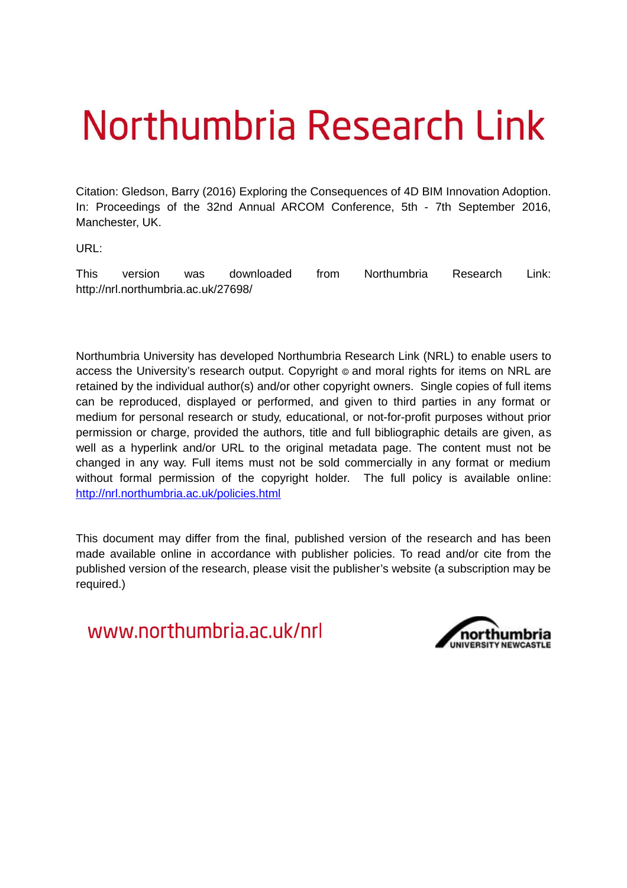# Northumbria Research Link

Citation: Gledson, Barry (2016) Exploring the Consequences of 4D BIM Innovation Adoption. In: Proceedings of the 32nd Annual ARCOM Conference, 5th - 7th September 2016, Manchester, UK.

URL:

This version was downloaded from Northumbria Research Link: http://nrl.northumbria.ac.uk/27698/

Northumbria University has developed Northumbria Research Link (NRL) to enable users to access the University's research output. Copyright © and moral rights for items on NRL are retained by the individual author(s) and/or other copyright owners. Single copies of full items can be reproduced, displayed or performed, and given to third parties in any format or medium for personal research or study, educational, or not-for-profit purposes without prior permission or charge, provided the authors, title and full bibliographic details are given, as well as a hyperlink and/or URL to the original metadata page. The content must not be changed in any way. Full items must not be sold commercially in any format or medium without formal permission of the copyright holder. The full policy is available online: http://nrl.northumbria.ac.uk/policies.html

This document may differ from the final, published version of the research and has been made available online in accordance with publisher policies. To read and/or cite from the published version of the research, please visit the publisher's website (a subscription may be required.)

www.northumbria.ac.uk/nrl

northumbria UNIVERSITY NEWCASTLE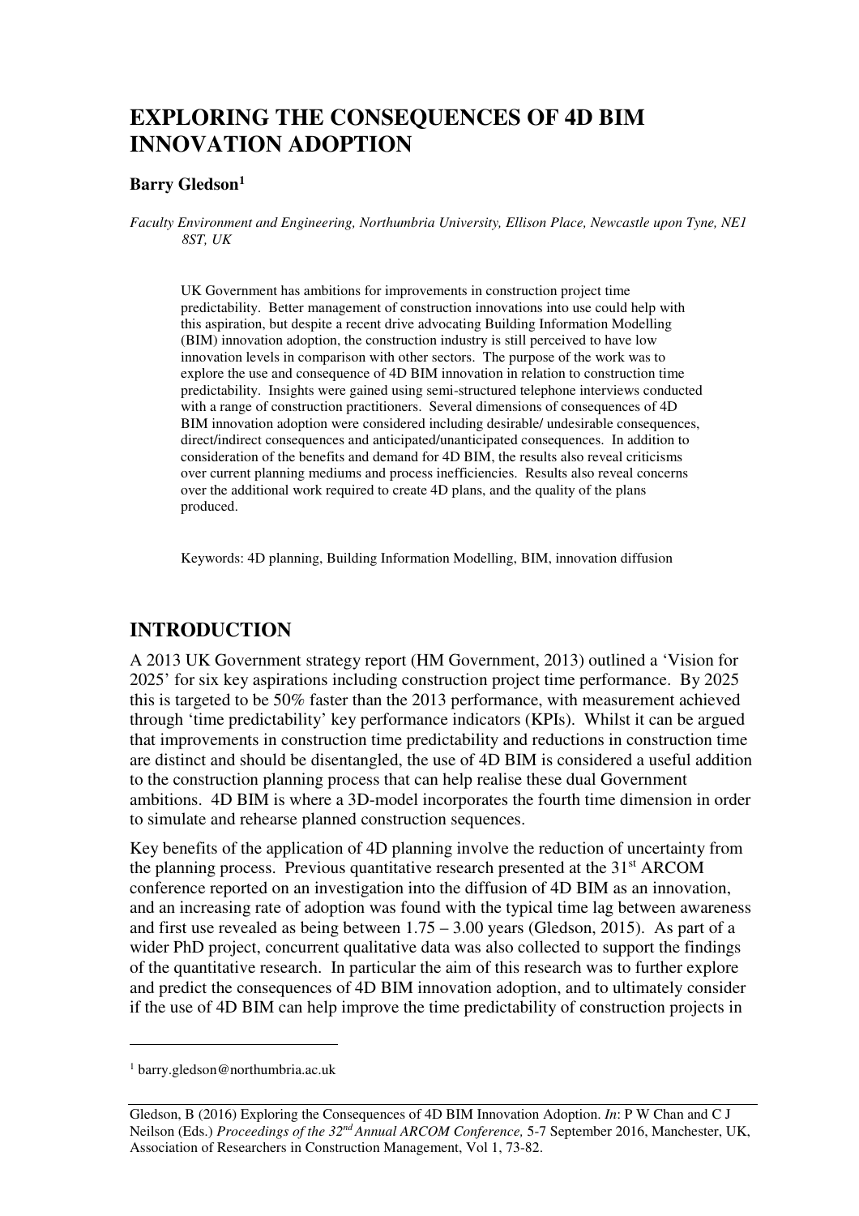# EXPLORING THE CONSEQUENCES OF 4D BIM INNOVATION ADOPTION

**Barry Gledson**[1]

*Faculty Environment and Engineering, Northumbria University, Ellison Place, Newcastle upon Tyne, NE1 8ST, UK*

UK Government has ambitions for improvements in construction project time predictability. Better management of construction innovations into use could help with this aspiration, but despite a recent drive advocating Building Information Modelling (BIM) innovation adoption, the construction industry is still perceived to have low innovation levels in comparison with other sectors. The purpose of the work was to explore the use and consequence of 4D BIM innovation in relation to construction time predictability. Insights were gained using semi-structured telephone interviews conducted with a range of construction practitioners. Several dimensions of consequences of 4D BIM innovation adoption were considered including desirable/ undesirable consequences, direct/indirect consequences and anticipated/unanticipated consequences. In addition to consideration of the benefits and demand for 4D BIM, the results also reveal criticisms over current planning mediums and process inefficiencies. Results also reveal concerns over the additional work required to create 4D plans, and the quality of the plans produced.

Keywords: 4D planning, Building Information Modelling, BIM, innovation diffusion

## INTRODUCTION

A 2013 UK Government strategy report (HM Government, 2013) outlined a 'Vision for 2025' for six key aspirations including construction project time performance. By 2025 this is targeted to be 50% faster than the 2013 performance, with measurement achieved through 'time predictability' key performance indicators (KPIs). Whilst it can be argued that improvements in construction time predictability and reductions in construction time are distinct and should be disentangled, the use of 4D BIM is considered a useful addition to the construction planning process that can help realise these dual Government ambitions. 4D BIM is where a 3D-model incorporates the fourth time dimension in order to simulate and rehearse planned construction sequences.

Key benefits of the application of 4D planning involve the reduction of uncertainty from the planning process. Previous quantitative research presented at the 31st ARCOM conference reported on an investigation into the diffusion of 4D BIM as an innovation, and an increasing rate of adoption was found with the typical time lag between awareness and first use revealed as being between 1.75 – 3.00 years (Gledson, 2015). As part of a wider PhD project, concurrent qualitative data was also collected to support the findings of the quantitative research. In particular the aim of this research was to further explore and predict the consequences of 4D BIM innovation adoption, and to ultimately consider if the use of 4D BIM can help improve the time predictability of construction projects in

[1] barry.gledson@northumbria.ac.uk

Gledson, B (2016) Exploring the Consequences of 4D BIM Innovation Adoption. *In*: P W Chan and C J Neilson (Eds.) *Proceedings of the 32nd Annual ARCOM Conference,* 5-7 September 2016, Manchester, UK, Association of Researchers in Construction Management, Vol 1, 73-82.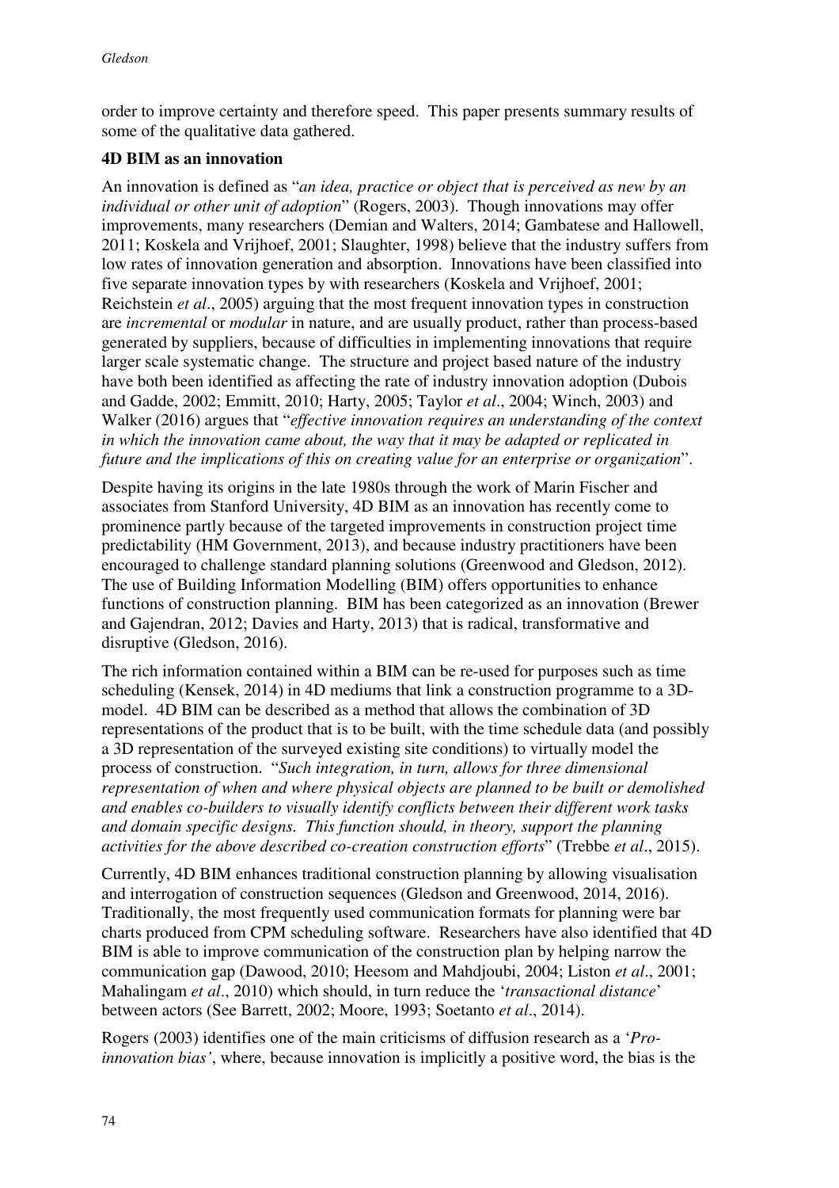order to improve certainty and therefore speed. This paper presents summary results of some of the qualitative data gathered.

**4D BIM as an innovation**

An innovation is defined as "*an idea, practice or object that is perceived as new by an individual or other unit of adoption*" (Rogers, 2003). Though innovations may offer improvements, many researchers (Demian and Walters, 2014; Gambatese and Hallowell, 2011; Koskela and Vrijhoef, 2001; Slaughter, 1998) believe that the industry suffers from low rates of innovation generation and absorption. Innovations have been classified into five separate innovation types by with researchers (Koskela and Vrijhoef, 2001; Reichstein *et al*., 2005) arguing that the most frequent innovation types in construction are *incremental* or *modular* in nature, and are usually product, rather than process-based generated by suppliers, because of difficulties in implementing innovations that require larger scale systematic change. The structure and project based nature of the industry have both been identified as affecting the rate of industry innovation adoption (Dubois and Gadde, 2002; Emmitt, 2010; Harty, 2005; Taylor *et al*., 2004; Winch, 2003) and Walker (2016) argues that "*effective innovation requires an understanding of the context in which the innovation came about, the way that it may be adapted or replicated in future and the implications of this on creating value for an enterprise or organization*".

Despite having its origins in the late 1980s through the work of Marin Fischer and associates from Stanford University, 4D BIM as an innovation has recently come to prominence partly because of the targeted improvements in construction project time predictability (HM Government, 2013), and because industry practitioners have been encouraged to challenge standard planning solutions (Greenwood and Gledson, 2012). The use of Building Information Modelling (BIM) offers opportunities to enhance functions of construction planning. BIM has been categorized as an innovation (Brewer and Gajendran, 2012; Davies and Harty, 2013) that is radical, transformative and disruptive (Gledson, 2016).

The rich information contained within a BIM can be re-used for purposes such as time scheduling (Kensek, 2014) in 4D mediums that link a construction programme to a 3D-model. 4D BIM can be described as a method that allows the combination of 3D representations of the product that is to be built, with the time schedule data (and possibly a 3D representation of the surveyed existing site conditions) to virtually model the process of construction. "*Such integration, in turn, allows for three dimensional representation of when and where physical objects are planned to be built or demolished and enables co-builders to visually identify conflicts between their different work tasks and domain specific designs. This function should, in theory, support the planning activities for the above described co-creation construction efforts*" (Trebbe *et al*., 2015).

Currently, 4D BIM enhances traditional construction planning by allowing visualisation and interrogation of construction sequences (Gledson and Greenwood, 2014, 2016). Traditionally, the most frequently used communication formats for planning were bar charts produced from CPM scheduling software. Researchers have also identified that 4D BIM is able to improve communication of the construction plan by helping narrow the communication gap (Dawood, 2010; Heesom and Mahdjoubi, 2004; Liston *et al*., 2001; Mahalingam *et al*., 2010) which should, in turn reduce the '*transactional distance*' between actors (See Barrett, 2002; Moore, 1993; Soetanto *et al*., 2014).

Rogers (2003) identifies one of the main criticisms of diffusion research as a '*Pro-innovation bias'*, where, because innovation is implicitly a positive word, the bias is the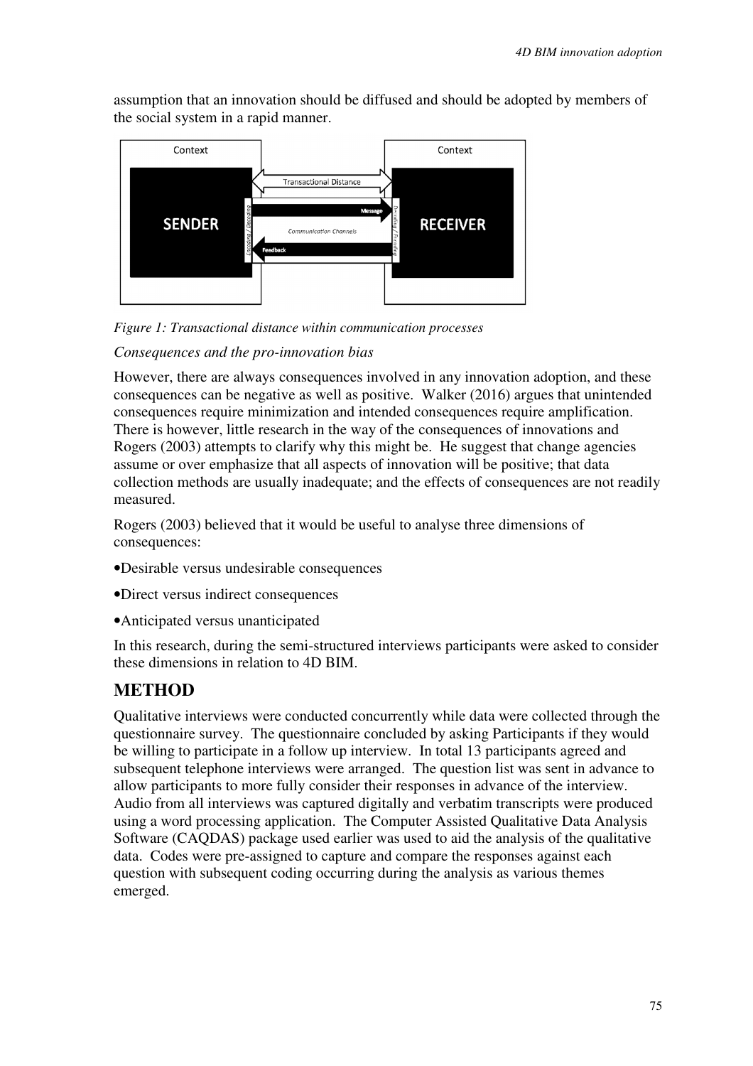assumption that an innovation should be diffused and should be adopted by members of the social system in a rapid manner.

*Figure 1: Transactional distance within communication processes*

*Consequences and the pro-innovation bias*

However, there are always consequences involved in any innovation adoption, and these consequences can be negative as well as positive. Walker (2016) argues that unintended consequences require minimization and intended consequences require amplification. There is however, little research in the way of the consequences of innovations and Rogers (2003) attempts to clarify why this might be. He suggest that change agencies assume or over emphasize that all aspects of innovation will be positive; that data collection methods are usually inadequate; and the effects of consequences are not readily measured.

Rogers (2003) believed that it would be useful to analyse three dimensions of consequences:

•Desirable versus undesirable consequences

•Direct versus indirect consequences

•Anticipated versus unanticipated

In this research, during the semi-structured interviews participants were asked to consider these dimensions in relation to 4D BIM.

## METHOD

Qualitative interviews were conducted concurrently while data were collected through the questionnaire survey. The questionnaire concluded by asking Participants if they would be willing to participate in a follow up interview. In total 13 participants agreed and subsequent telephone interviews were arranged. The question list was sent in advance to allow participants to more fully consider their responses in advance of the interview. Audio from all interviews was captured digitally and verbatim transcripts were produced using a word processing application. The Computer Assisted Qualitative Data Analysis Software (CAQDAS) package used earlier was used to aid the analysis of the qualitative data. Codes were pre-assigned to capture and compare the responses against each question with subsequent coding occurring during the analysis as various themes emerged.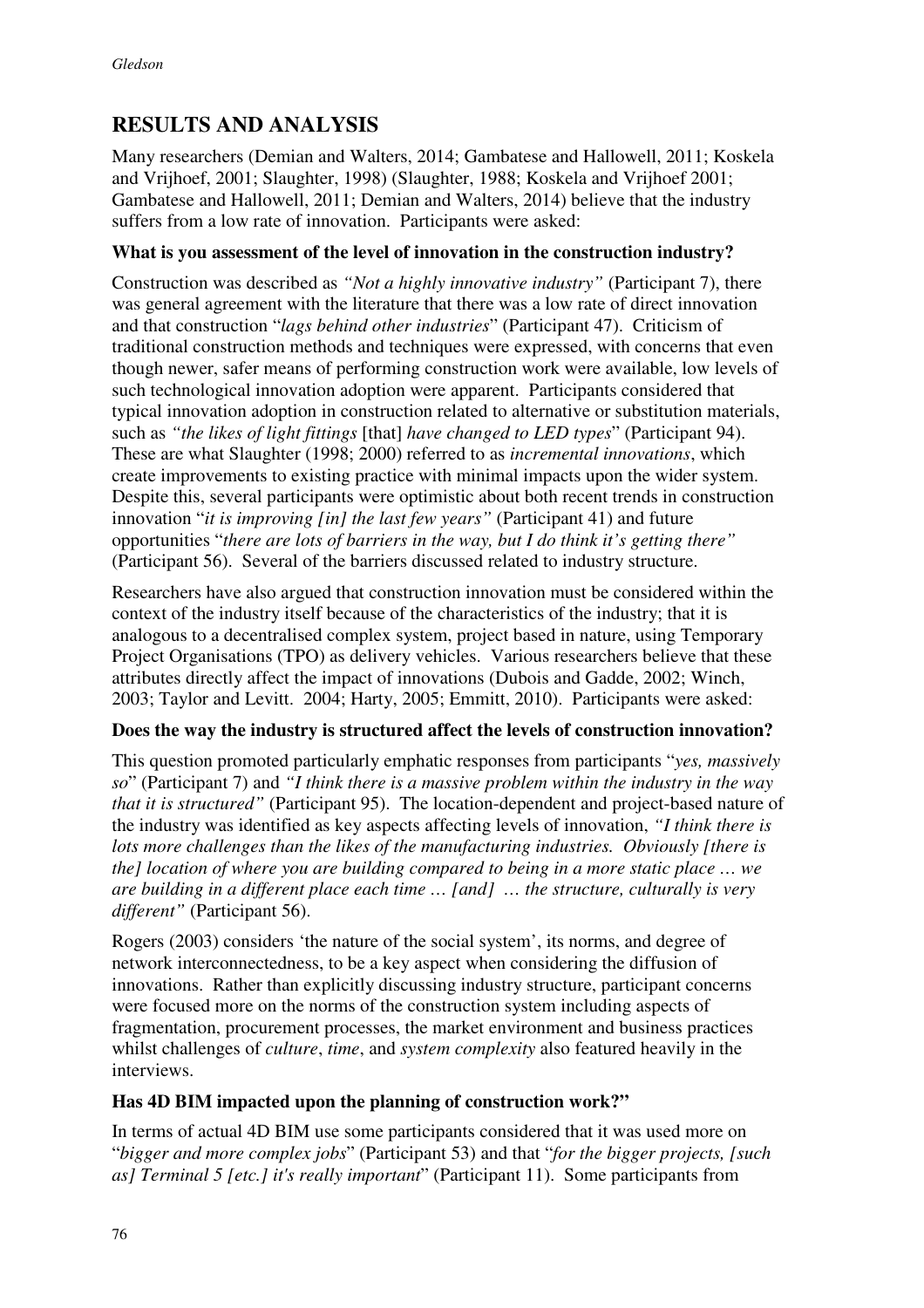## RESULTS AND ANALYSIS

Many researchers (Demian and Walters, 2014; Gambatese and Hallowell, 2011; Koskela and Vrijhoef, 2001; Slaughter, 1998) (Slaughter, 1988; Koskela and Vrijhoef 2001; Gambatese and Hallowell, 2011; Demian and Walters, 2014) believe that the industry suffers from a low rate of innovation. Participants were asked:

**What is you assessment of the level of innovation in the construction industry?**

Construction was described as *"Not a highly innovative industry"* (Participant 7), there was general agreement with the literature that there was a low rate of direct innovation and that construction "*lags behind other industries*" (Participant 47). Criticism of traditional construction methods and techniques were expressed, with concerns that even though newer, safer means of performing construction work were available, low levels of such technological innovation adoption were apparent. Participants considered that typical innovation adoption in construction related to alternative or substitution materials, such as *"the likes of light fittings* [that] *have changed to LED types*" (Participant 94). These are what Slaughter (1998; 2000) referred to as *incremental innovations*, which create improvements to existing practice with minimal impacts upon the wider system. Despite this, several participants were optimistic about both recent trends in construction innovation "*it is improving [in] the last few years"* (Participant 41) and future opportunities "*there are lots of barriers in the way, but I do think it's getting there"* (Participant 56). Several of the barriers discussed related to industry structure.

Researchers have also argued that construction innovation must be considered within the context of the industry itself because of the characteristics of the industry; that it is analogous to a decentralised complex system, project based in nature, using Temporary Project Organisations (TPO) as delivery vehicles. Various researchers believe that these attributes directly affect the impact of innovations (Dubois and Gadde, 2002; Winch, 2003; Taylor and Levitt. 2004; Harty, 2005; Emmitt, 2010). Participants were asked:

**Does the way the industry is structured affect the levels of construction innovation?**

This question promoted particularly emphatic responses from participants "*yes, massively so*" (Participant 7) and *"I think there is a massive problem within the industry in the way that it is structured"* (Participant 95). The location-dependent and project-based nature of the industry was identified as key aspects affecting levels of innovation, *"I think there is lots more challenges than the likes of the manufacturing industries. Obviously [there is the] location of where you are building compared to being in a more static place … we are building in a different place each time … [and] … the structure, culturally is very different"* (Participant 56).

Rogers (2003) considers 'the nature of the social system', its norms, and degree of network interconnectedness, to be a key aspect when considering the diffusion of innovations. Rather than explicitly discussing industry structure, participant concerns were focused more on the norms of the construction system including aspects of fragmentation, procurement processes, the market environment and business practices whilst challenges of *culture*, *time*, and *system complexity* also featured heavily in the interviews.

**Has 4D BIM impacted upon the planning of construction work?"**

In terms of actual 4D BIM use some participants considered that it was used more on "*bigger and more complex jobs*" (Participant 53) and that "*for the bigger projects, [such as] Terminal 5 [etc.] it's really important*" (Participant 11). Some participants from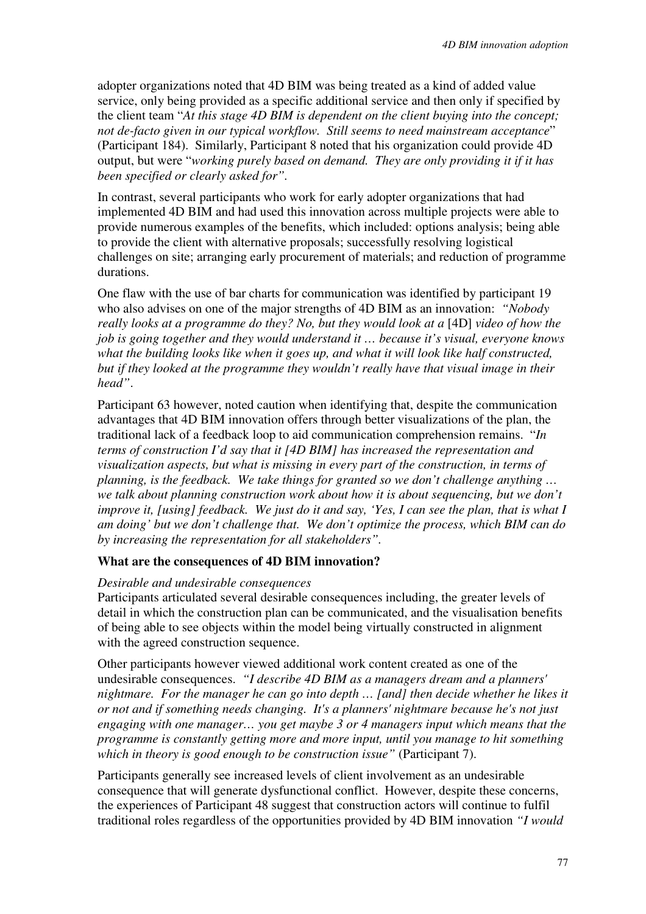adopter organizations noted that 4D BIM was being treated as a kind of added value service, only being provided as a specific additional service and then only if specified by the client team "*At this stage 4D BIM is dependent on the client buying into the concept; not de-facto given in our typical workflow. Still seems to need mainstream acceptance*" (Participant 184). Similarly, Participant 8 noted that his organization could provide 4D output, but were "*working purely based on demand. They are only providing it if it has been specified or clearly asked for"*.

In contrast, several participants who work for early adopter organizations that had implemented 4D BIM and had used this innovation across multiple projects were able to provide numerous examples of the benefits, which included: options analysis; being able to provide the client with alternative proposals; successfully resolving logistical challenges on site; arranging early procurement of materials; and reduction of programme durations.

One flaw with the use of bar charts for communication was identified by participant 19 who also advises on one of the major strengths of 4D BIM as an innovation: *"Nobody really looks at a programme do they? No, but they would look at a* [4D] *video of how the job is going together and they would understand it … because it's visual, everyone knows what the building looks like when it goes up, and what it will look like half constructed, but if they looked at the programme they wouldn't really have that visual image in their head"*.

Participant 63 however, noted caution when identifying that, despite the communication advantages that 4D BIM innovation offers through better visualizations of the plan, the traditional lack of a feedback loop to aid communication comprehension remains. "*In terms of construction I'd say that it [4D BIM] has increased the representation and visualization aspects, but what is missing in every part of the construction, in terms of planning, is the feedback. We take things for granted so we don't challenge anything … we talk about planning construction work about how it is about sequencing, but we don't improve it, [using] feedback. We just do it and say, 'Yes, I can see the plan, that is what I am doing' but we don't challenge that. We don't optimize the process, which BIM can do by increasing the representation for all stakeholders"*.

**What are the consequences of 4D BIM innovation?**

*Desirable and undesirable consequences*

Participants articulated several desirable consequences including, the greater levels of detail in which the construction plan can be communicated, and the visualisation benefits of being able to see objects within the model being virtually constructed in alignment with the agreed construction sequence.

Other participants however viewed additional work content created as one of the undesirable consequences. *"I describe 4D BIM as a managers dream and a planners' nightmare. For the manager he can go into depth … [and] then decide whether he likes it or not and if something needs changing. It's a planners' nightmare because he's not just engaging with one manager… you get maybe 3 or 4 managers input which means that the programme is constantly getting more and more input, until you manage to hit something which in theory is good enough to be construction issue"* (Participant 7).

Participants generally see increased levels of client involvement as an undesirable consequence that will generate dysfunctional conflict. However, despite these concerns, the experiences of Participant 48 suggest that construction actors will continue to fulfil traditional roles regardless of the opportunities provided by 4D BIM innovation *"I would*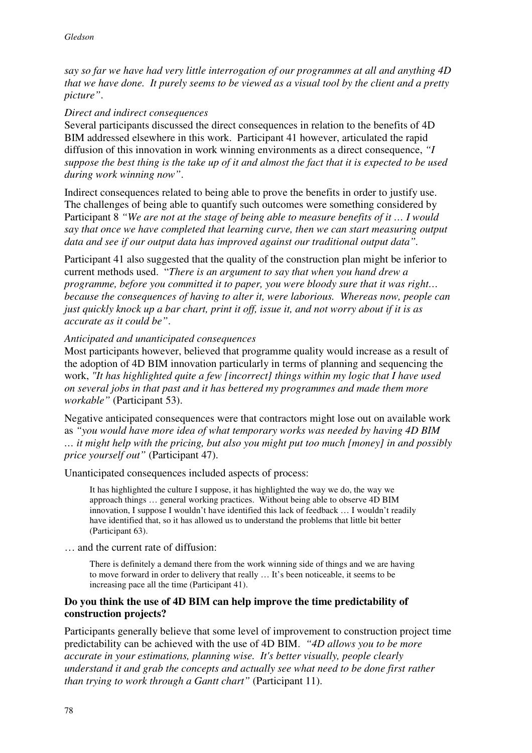*say so far we have had very little interrogation of our programmes at all and anything 4D that we have done. It purely seems to be viewed as a visual tool by the client and a pretty picture"*.

*Direct and indirect consequences*

Several participants discussed the direct consequences in relation to the benefits of 4D BIM addressed elsewhere in this work. Participant 41 however, articulated the rapid diffusion of this innovation in work winning environments as a direct consequence, *"I suppose the best thing is the take up of it and almost the fact that it is expected to be used during work winning now"*.

Indirect consequences related to being able to prove the benefits in order to justify use. The challenges of being able to quantify such outcomes were something considered by Participant 8 *"We are not at the stage of being able to measure benefits of it … I would say that once we have completed that learning curve, then we can start measuring output data and see if our output data has improved against our traditional output data"*.

Participant 41 also suggested that the quality of the construction plan might be inferior to current methods used. "*There is an argument to say that when you hand drew a programme, before you committed it to paper, you were bloody sure that it was right… because the consequences of having to alter it, were laborious. Whereas now, people can just quickly knock up a bar chart, print it off, issue it, and not worry about if it is as accurate as it could be"*.

*Anticipated and unanticipated consequences*

Most participants however, believed that programme quality would increase as a result of the adoption of 4D BIM innovation particularly in terms of planning and sequencing the work, *"It has highlighted quite a few [incorrect] things within my logic that I have used on several jobs in that past and it has bettered my programmes and made them more workable"* (Participant 53).

Negative anticipated consequences were that contractors might lose out on available work as *"you would have more idea of what temporary works was needed by having 4D BIM … it might help with the pricing, but also you might put too much [money] in and possibly price yourself out"* (Participant 47).

Unanticipated consequences included aspects of process:

> It has highlighted the culture I suppose, it has highlighted the way we do, the way we approach things … general working practices. Without being able to observe 4D BIM innovation, I suppose I wouldn't have identified this lack of feedback … I wouldn't readily have identified that, so it has allowed us to understand the problems that little bit better (Participant 63).

… and the current rate of diffusion:

> There is definitely a demand there from the work winning side of things and we are having to move forward in order to delivery that really … It's been noticeable, it seems to be increasing pace all the time (Participant 41).

**Do you think the use of 4D BIM can help improve the time predictability of construction projects?**

Participants generally believe that some level of improvement to construction project time predictability can be achieved with the use of 4D BIM. *"4D allows you to be more accurate in your estimations, planning wise. It's better visually, people clearly understand it and grab the concepts and actually see what need to be done first rather than trying to work through a Gantt chart"* (Participant 11).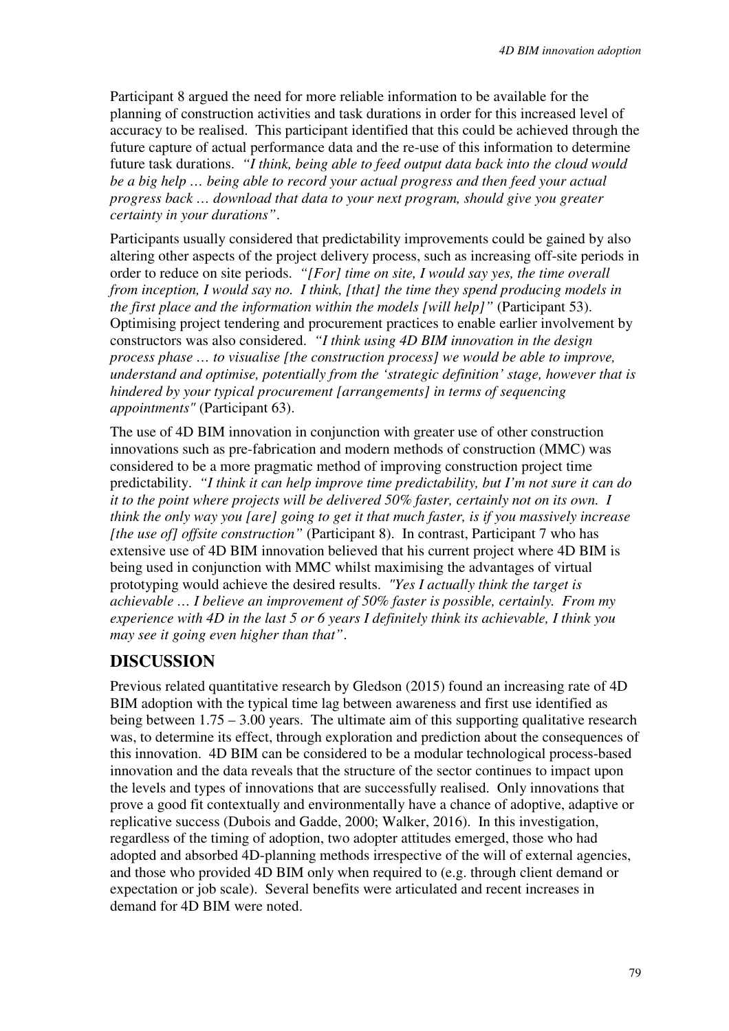Participant 8 argued the need for more reliable information to be available for the planning of construction activities and task durations in order for this increased level of accuracy to be realised. This participant identified that this could be achieved through the future capture of actual performance data and the re-use of this information to determine future task durations. *"I think, being able to feed output data back into the cloud would be a big help … being able to record your actual progress and then feed your actual progress back … download that data to your next program, should give you greater certainty in your durations"*.

Participants usually considered that predictability improvements could be gained by also altering other aspects of the project delivery process, such as increasing off-site periods in order to reduce on site periods. *"[For] time on site, I would say yes, the time overall from inception, I would say no. I think, [that] the time they spend producing models in the first place and the information within the models [will help]"* (Participant 53). Optimising project tendering and procurement practices to enable earlier involvement by constructors was also considered. *"I think using 4D BIM innovation in the design process phase … to visualise [the construction process] we would be able to improve, understand and optimise, potentially from the 'strategic definition' stage, however that is hindered by your typical procurement [arrangements] in terms of sequencing appointments"* (Participant 63).

The use of 4D BIM innovation in conjunction with greater use of other construction innovations such as pre-fabrication and modern methods of construction (MMC) was considered to be a more pragmatic method of improving construction project time predictability. *"I think it can help improve time predictability, but I'm not sure it can do it to the point where projects will be delivered 50% faster, certainly not on its own. I think the only way you [are] going to get it that much faster, is if you massively increase [the use of] offsite construction"* (Participant 8). In contrast, Participant 7 who has extensive use of 4D BIM innovation believed that his current project where 4D BIM is being used in conjunction with MMC whilst maximising the advantages of virtual prototyping would achieve the desired results. *"Yes I actually think the target is achievable … I believe an improvement of 50% faster is possible, certainly. From my experience with 4D in the last 5 or 6 years I definitely think its achievable, I think you may see it going even higher than that"*.

## DISCUSSION

Previous related quantitative research by Gledson (2015) found an increasing rate of 4D BIM adoption with the typical time lag between awareness and first use identified as being between 1.75 – 3.00 years. The ultimate aim of this supporting qualitative research was, to determine its effect, through exploration and prediction about the consequences of this innovation. 4D BIM can be considered to be a modular technological process-based innovation and the data reveals that the structure of the sector continues to impact upon the levels and types of innovations that are successfully realised. Only innovations that prove a good fit contextually and environmentally have a chance of adoptive, adaptive or replicative success (Dubois and Gadde, 2000; Walker, 2016). In this investigation, regardless of the timing of adoption, two adopter attitudes emerged, those who had adopted and absorbed 4D-planning methods irrespective of the will of external agencies, and those who provided 4D BIM only when required to (e.g. through client demand or expectation or job scale). Several benefits were articulated and recent increases in demand for 4D BIM were noted.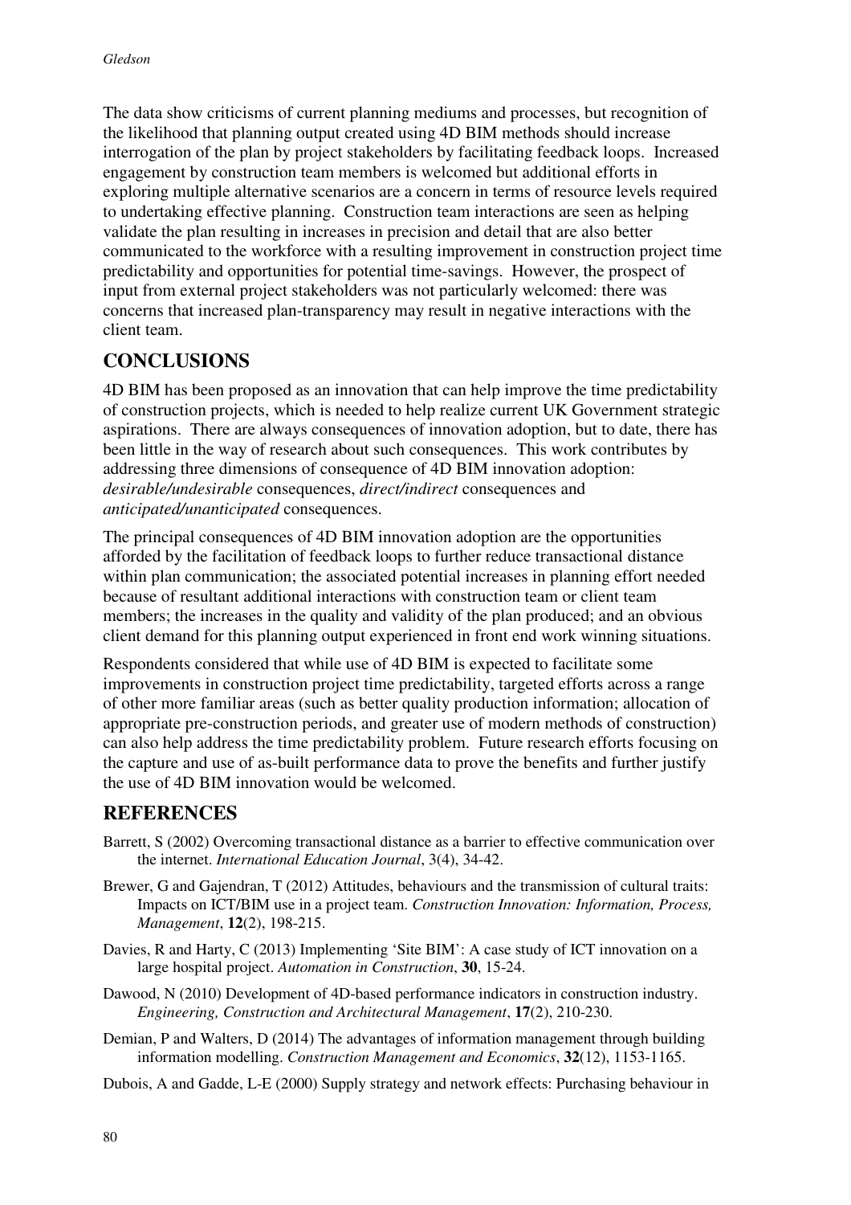The data show criticisms of current planning mediums and processes, but recognition of the likelihood that planning output created using 4D BIM methods should increase interrogation of the plan by project stakeholders by facilitating feedback loops. Increased engagement by construction team members is welcomed but additional efforts in exploring multiple alternative scenarios are a concern in terms of resource levels required to undertaking effective planning. Construction team interactions are seen as helping validate the plan resulting in increases in precision and detail that are also better communicated to the workforce with a resulting improvement in construction project time predictability and opportunities for potential time-savings. However, the prospect of input from external project stakeholders was not particularly welcomed: there was concerns that increased plan-transparency may result in negative interactions with the client team.

## CONCLUSIONS

4D BIM has been proposed as an innovation that can help improve the time predictability of construction projects, which is needed to help realize current UK Government strategic aspirations. There are always consequences of innovation adoption, but to date, there has been little in the way of research about such consequences. This work contributes by addressing three dimensions of consequence of 4D BIM innovation adoption: *desirable/undesirable* consequences, *direct/indirect* consequences and *anticipated/unanticipated* consequences.

The principal consequences of 4D BIM innovation adoption are the opportunities afforded by the facilitation of feedback loops to further reduce transactional distance within plan communication; the associated potential increases in planning effort needed because of resultant additional interactions with construction team or client team members; the increases in the quality and validity of the plan produced; and an obvious client demand for this planning output experienced in front end work winning situations.

Respondents considered that while use of 4D BIM is expected to facilitate some improvements in construction project time predictability, targeted efforts across a range of other more familiar areas (such as better quality production information; allocation of appropriate pre-construction periods, and greater use of modern methods of construction) can also help address the time predictability problem. Future research efforts focusing on the capture and use of as-built performance data to prove the benefits and further justify the use of 4D BIM innovation would be welcomed.

## REFERENCES

Barrett, S (2002) Overcoming transactional distance as a barrier to effective communication over the internet. *International Education Journal*, 3(4), 34-42.

Brewer, G and Gajendran, T (2012) Attitudes, behaviours and the transmission of cultural traits: Impacts on ICT/BIM use in a project team. *Construction Innovation: Information, Process, Management*, **12**(2), 198-215.

Davies, R and Harty, C (2013) Implementing 'Site BIM': A case study of ICT innovation on a large hospital project. *Automation in Construction*, **30**, 15-24.

Dawood, N (2010) Development of 4D-based performance indicators in construction industry. *Engineering, Construction and Architectural Management*, **17**(2), 210-230.

Demian, P and Walters, D (2014) The advantages of information management through building information modelling. *Construction Management and Economics*, **32**(12), 1153-1165.

Dubois, A and Gadde, L-E (2000) Supply strategy and network effects: Purchasing behaviour in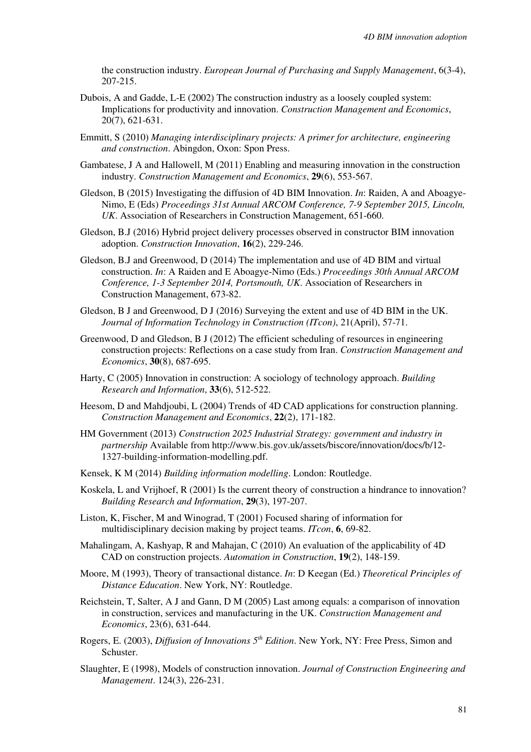the construction industry. *European Journal of Purchasing and Supply Management*, 6(3-4), 207-215.

Dubois, A and Gadde, L-E (2002) The construction industry as a loosely coupled system: Implications for productivity and innovation. *Construction Management and Economics*, 20(7), 621-631.

Emmitt, S (2010) *Managing interdisciplinary projects: A primer for architecture, engineering and construction*. Abingdon, Oxon: Spon Press.

Gambatese, J A and Hallowell, M (2011) Enabling and measuring innovation in the construction industry. *Construction Management and Economics*, **29**(6), 553-567.

Gledson, B (2015) Investigating the diffusion of 4D BIM Innovation. *In*: Raiden, A and Aboagye-Nimo, E (Eds) *Proceedings 31st Annual ARCOM Conference, 7-9 September 2015, Lincoln, UK*. Association of Researchers in Construction Management, 651-660.

Gledson, B.J (2016) Hybrid project delivery processes observed in constructor BIM innovation adoption. *Construction Innovation*, **16**(2), 229-246.

Gledson, B.J and Greenwood, D (2014) The implementation and use of 4D BIM and virtual construction. *In*: A Raiden and E Aboagye-Nimo (Eds.) *Proceedings 30th Annual ARCOM Conference, 1-3 September 2014, Portsmouth, UK*. Association of Researchers in Construction Management, 673-82.

Gledson, B J and Greenwood, D J (2016) Surveying the extent and use of 4D BIM in the UK. *Journal of Information Technology in Construction (ITcon)*, 21(April), 57-71.

Greenwood, D and Gledson, B J (2012) The efficient scheduling of resources in engineering construction projects: Reflections on a case study from Iran. *Construction Management and Economics*, **30**(8), 687-695.

Harty, C (2005) Innovation in construction: A sociology of technology approach. *Building Research and Information*, **33**(6), 512-522.

Heesom, D and Mahdjoubi, L (2004) Trends of 4D CAD applications for construction planning. *Construction Management and Economics*, **22**(2), 171-182.

HM Government (2013) *Construction 2025 Industrial Strategy: government and industry in partnership* Available from http://www.bis.gov.uk/assets/biscore/innovation/docs/b/12-1327-building-information-modelling.pdf.

Kensek, K M (2014) *Building information modelling*. London: Routledge.

Koskela, L and Vrijhoef, R (2001) Is the current theory of construction a hindrance to innovation? *Building Research and Information*, **29**(3), 197-207.

Liston, K, Fischer, M and Winograd, T (2001) Focused sharing of information for multidisciplinary decision making by project teams. *ITcon*, **6**, 69-82.

Mahalingam, A, Kashyap, R and Mahajan, C (2010) An evaluation of the applicability of 4D CAD on construction projects. *Automation in Construction*, **19**(2), 148-159.

Moore, M (1993), Theory of transactional distance. *In*: D Keegan (Ed.) *Theoretical Principles of Distance Education*. New York, NY: Routledge.

Reichstein, T, Salter, A J and Gann, D M (2005) Last among equals: a comparison of innovation in construction, services and manufacturing in the UK. *Construction Management and Economics*, 23(6), 631-644.

Rogers, E. (2003), *Diffusion of Innovations 5th Edition*. New York, NY: Free Press, Simon and Schuster.

Slaughter, E (1998), Models of construction innovation. *Journal of Construction Engineering and Management*. 124(3), 226-231.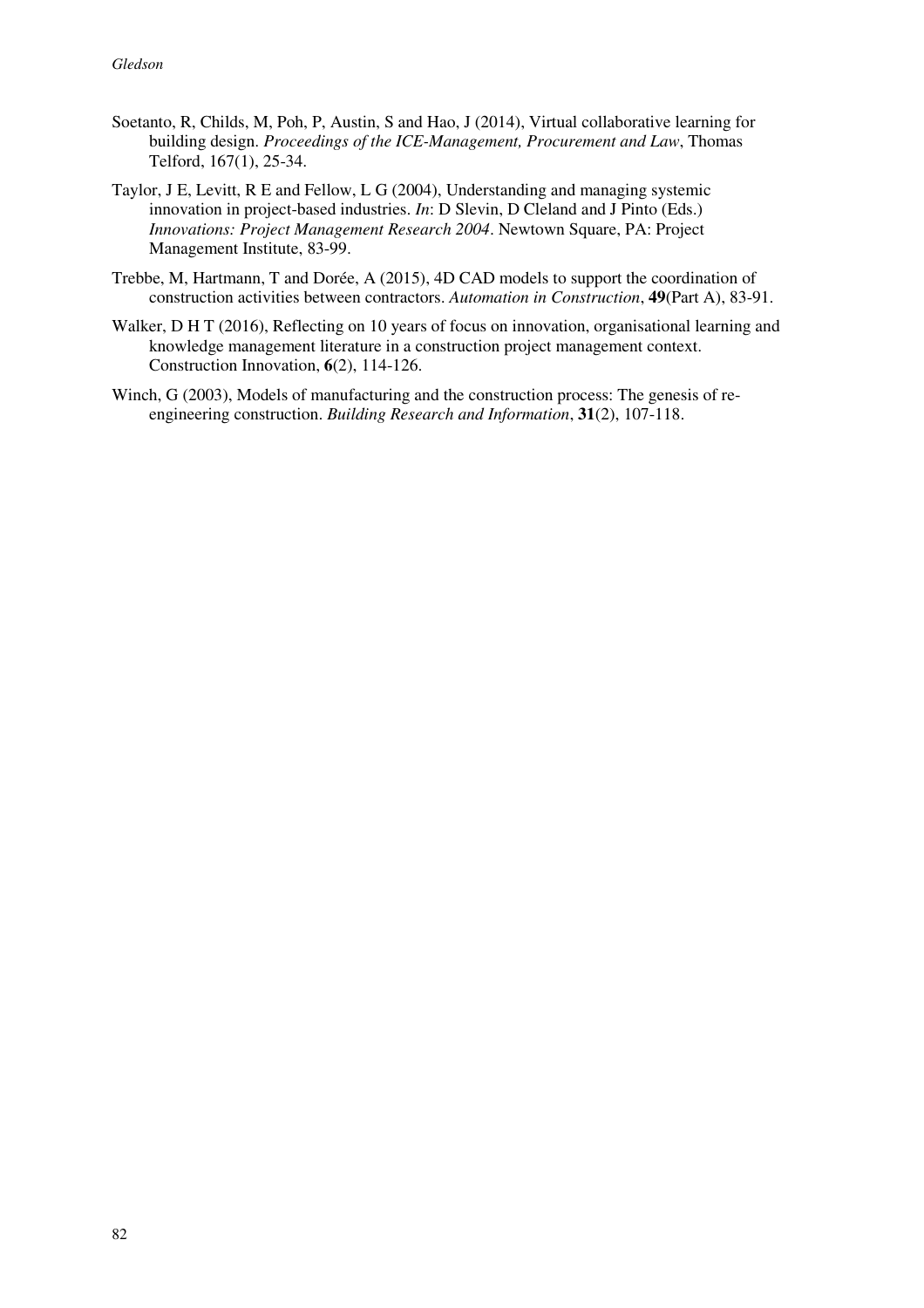Soetanto, R, Childs, M, Poh, P, Austin, S and Hao, J (2014), Virtual collaborative learning for building design. *Proceedings of the ICE-Management, Procurement and Law*, Thomas Telford, 167(1), 25-34.

Taylor, J E, Levitt, R E and Fellow, L G (2004), Understanding and managing systemic innovation in project-based industries. *In*: D Slevin, D Cleland and J Pinto (Eds.) *Innovations: Project Management Research 2004*. Newtown Square, PA: Project Management Institute, 83-99.

Trebbe, M, Hartmann, T and Dorée, A (2015), 4D CAD models to support the coordination of construction activities between contractors. *Automation in Construction*, **49**(Part A), 83-91.

Walker, D H T (2016), Reflecting on 10 years of focus on innovation, organisational learning and knowledge management literature in a construction project management context. Construction Innovation, **6**(2), 114-126.

Winch, G (2003), Models of manufacturing and the construction process: The genesis of re-engineering construction. *Building Research and Information*, **31**(2), 107-118.